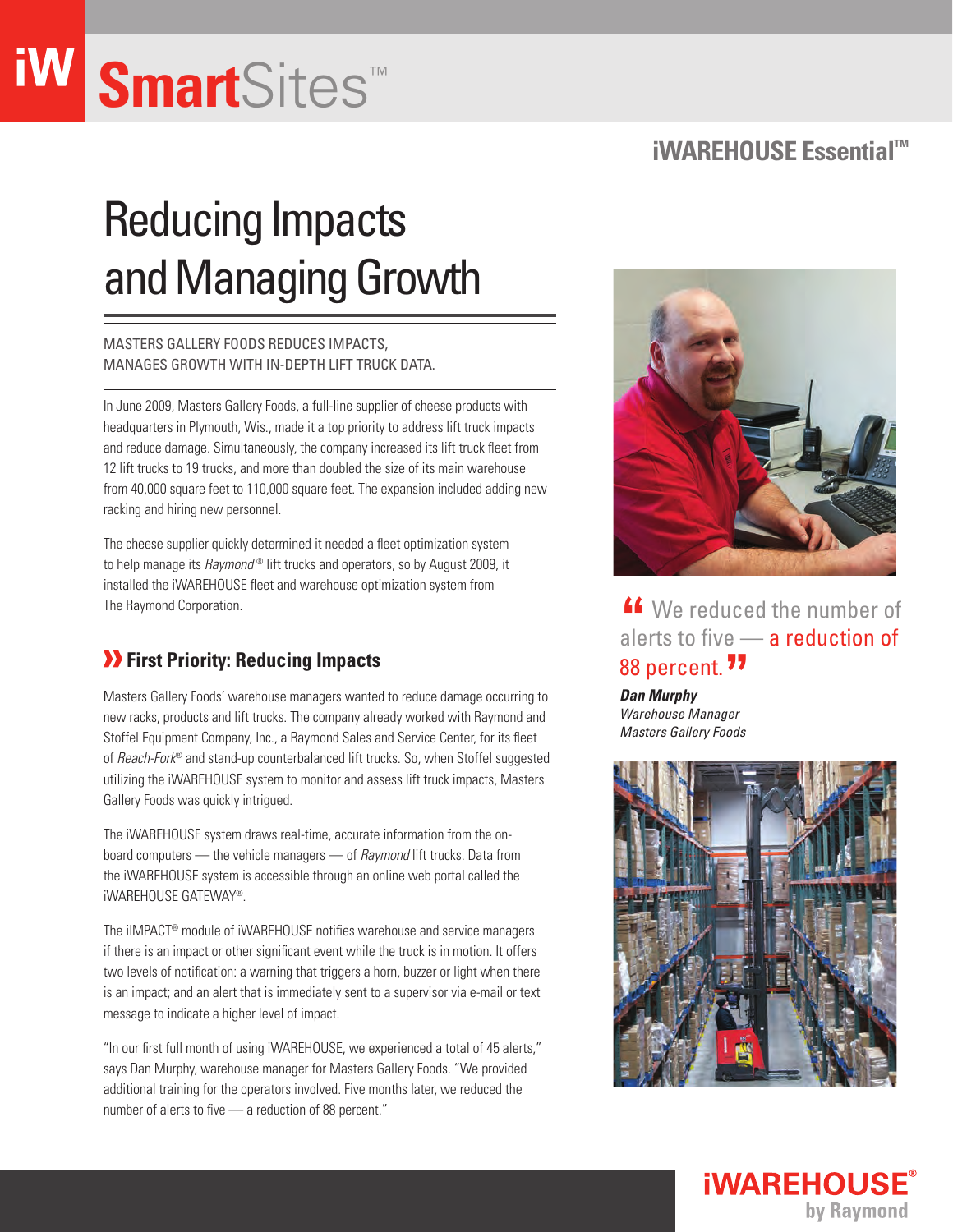# iW SmartSites™

## iWAREHOUSE Essential™

# Reducing Impacts and Managing Growth

MASTERS GALLERY FOODS REDUCES IMPACTS, MANAGES GROWTH WITH IN-DEPTH LIFT TRUCK DATA.

In June 2009, Masters Gallery Foods, a full-line supplier of cheese products with headquarters in Plymouth, Wis., made it a top priority to address lift truck impacts and reduce damage. Simultaneously, the company increased its lift truck fleet from 12 lift trucks to 19 trucks, and more than doubled the size of its main warehouse from 40,000 square feet to 110,000 square feet. The expansion included adding new racking and hiring new personnel.

The cheese supplier quickly determined it needed a fleet optimization system to help manage its *Raymond*® lift trucks and operators, so by August 2009, it installed the iWAREHOUSE fleet and warehouse optimization system from The Raymond Corporation.

## First Priority: Reducing Impacts

Masters Gallery Foods' warehouse managers wanted to reduce damage occurring to new racks, products and lift trucks. The company already worked with Raymond and Stoffel Equipment Company, Inc., a Raymond Sales and Service Center, for its fleet of *Reach-Fork*® and stand-up counterbalanced lift trucks. So, when Stoffel suggested utilizing the iWAREHOUSE system to monitor and assess lift truck impacts, Masters Gallery Foods was quickly intrigued.

The iWAREHOUSE system draws real-time, accurate information from the on-board computers — the vehicle managers — of *Raymond* lift trucks. Data from the iWAREHOUSE system is accessible through an online web portal called the iWAREHOUSE GATEWAY®.

The iIMPACT® module of iWAREHOUSE notifies warehouse and service managers if there is an impact or other significant event while the truck is in motion. It offers two levels of notification: a warning that triggers a horn, buzzer or light when there is an impact; and an alert that is immediately sent to a supervisor via e-mail or text message to indicate a higher level of impact.

"In our first full month of using iWAREHOUSE, we experienced a total of 45 alerts," says Dan Murphy, warehouse manager for Masters Gallery Foods. "We provided additional training for the operators involved. Five months later, we reduced the number of alerts to five — a reduction of 88 percent."

> "We reduced the number of alerts to five — a reduction of 88 percent."
>
> ***Dan Murphy***
> *Warehouse Manager*
> *Masters Gallery Foods*

iWAREHOUSE® by Raymond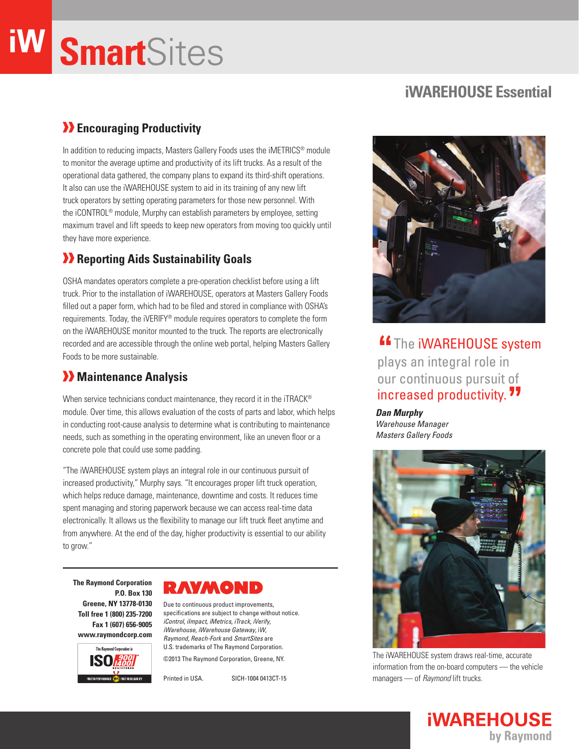# iW SmartSites

## iWAREHOUSE Essential

### Encouraging Productivity

In addition to reducing impacts, Masters Gallery Foods uses the iMETRICS® module to monitor the average uptime and productivity of its lift trucks. As a result of the operational data gathered, the company plans to expand its third-shift operations. It also can use the iWAREHOUSE system to aid in its training of any new lift truck operators by setting operating parameters for those new personnel. With the iCONTROL® module, Murphy can establish parameters by employee, setting maximum travel and lift speeds to keep new operators from moving too quickly until they have more experience.

### Reporting Aids Sustainability Goals

OSHA mandates operators complete a pre-operation checklist before using a lift truck. Prior to the installation of iWAREHOUSE, operators at Masters Gallery Foods filled out a paper form, which had to be filed and stored in compliance with OSHA's requirements. Today, the iVERIFY® module requires operators to complete the form on the iWAREHOUSE monitor mounted to the truck. The reports are electronically recorded and are accessible through the online web portal, helping Masters Gallery Foods to be more sustainable.

### Maintenance Analysis

When service technicians conduct maintenance, they record it in the iTRACK® module. Over time, this allows evaluation of the costs of parts and labor, which helps in conducting root-cause analysis to determine what is contributing to maintenance needs, such as something in the operating environment, like an uneven floor or a concrete pole that could use some padding.

"The iWAREHOUSE system plays an integral role in our continuous pursuit of increased productivity," Murphy says. "It encourages proper lift truck operation, which helps reduce damage, maintenance, downtime and costs. It reduces time spent managing and storing paperwork because we can access real-time data electronically. It allows us the flexibility to manage our lift truck fleet anytime and from anywhere. At the end of the day, higher productivity is essential to our ability to grow."

> "The iWAREHOUSE system plays an integral role in our continuous pursuit of increased productivity."
>
> ***Dan Murphy***
> *Warehouse Manager*
> *Masters Gallery Foods*

The iWAREHOUSE system draws real-time, accurate information from the on-board computers — the vehicle managers — of *Raymond* lift trucks.

---

**The Raymond Corporation**
**P.O. Box 130**
**Greene, NY 13778-0130**
**Toll free 1 (800) 235-7200**
**Fax 1 (607) 656-9005**
**www.raymondcorp.com**

The Raymond Corporation is ISO 9001 14001 Registered

FIRST IN PERFORMANCE · FIRST IN RELIABILITY

RAYMOND

Due to continuous product improvements, specifications are subject to change without notice. *iControl, iImpact, iMetrics, iTrack, iVerify, iWarehouse, iWarehouse Gateway, iW, Raymond, Reach-Fork* and *SmartSites* are U.S. trademarks of The Raymond Corporation.

©2013 The Raymond Corporation, Greene, NY.

Printed in USA. SICH-1004 0413CT-15

**iWAREHOUSE by Raymond**